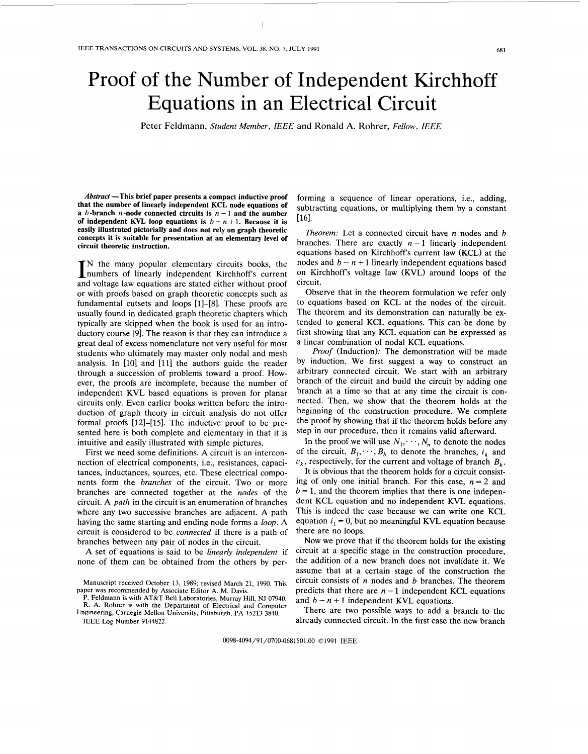# Proof of the Number of Independent Kirchhoff Equations in an Electrical Circuit

Peter Feldmann, *Student Member, IEEE* and Ronald A. Rohrer, *Fellow, IEEE*

***Abstract*** **—This brief paper presents a compact inductive proof that the number of linearly independent KCL node equations of a $b$-branch $n$-node connected circuits is $n-1$ and the number of independent KVL loop equations is $b-n+1$. Because it is easily illustrated pictorially and does not rely on graph theoretic concepts it is suitable for presentation at an elementary level of circuit theoretic instruction.**

In the many popular elementary circuits books, the numbers of linearly independent Kirchhoff's current and voltage law equations are stated either without proof or with proofs based on graph theoretic concepts such as fundamental cutsets and loops [1]–[8]. These proofs are usually found in dedicated graph theoretic chapters which typically are skipped when the book is used for an introductory course [9]. The reason is that they can introduce a great deal of excess nomenclature not very useful for most students who ultimately may master only nodal and mesh analysis. In [10] and [11] the authors guide the reader through a succession of problems toward a proof. However, the proofs are incomplete, because the number of independent KVL based equations is proven for planar circuits only. Even earlier books written before the introduction of graph theory in circuit analysis do not offer formal proofs [12]–[15]. The inductive proof to be presented here is both complete and elementary in that it is intuitive and easily illustrated with simple pictures.

First we need some definitions. A circuit is an interconnection of electrical components, i.e., resistances, capacitances, inductances, sources, etc. These electrical components form the *branches* of the circuit. Two or more branches are connected together at the *nodes* of the circuit. A *path* in the circuit is an enumeration of branches where any two successive branches are adjacent. A path having the same starting and ending node forms a *loop*. A circuit is considered to be *connected* if there is a path of branches between any pair of nodes in the circuit.

A set of equations is said to be *linearly independent* if none of them can be obtained from the others by performing a sequence of linear operations, i.e., adding, subtracting equations, or multiplying them by a constant [16].

*Theorem:* Let a connected circuit have $n$ nodes and $b$ branches. There are exactly $n-1$ linearly independent equations based on Kirchhoff's current law (KCL) at the nodes and $b-n+1$ linearly independent equations based on Kirchhoff's voltage law (KVL) around loops of the circuit.

Observe that in the theorem formulation we refer only to equations based on KCL at the nodes of the circuit. The theorem and its demonstration can naturally be extended to general KCL equations. This can be done by first showing that any KCL equation can be expressed as a linear combination of nodal KCL equations.

*Proof* (Induction): The demonstration will be made by induction. We first suggest a way to construct an arbitrary connected circuit. We start with an arbitrary branch of the circuit and build the circuit by adding one branch at a time so that at any time the circuit is connected. Then, we show that the theorem holds at the beginning of the construction procedure. We complete the proof by showing that if the theorem holds before any step in our procedure, then it remains valid afterward.

In the proof we will use $N_1, \cdots, N_n$ to denote the nodes of the circuit, $B_1, \cdots, B_b$ to denote the branches, $i_k$ and $v_k$, respectively, for the current and voltage of branch $B_k$.

It is obvious that the theorem holds for a circuit consisting of only one initial branch. For this case, $n=2$ and $b=1$, and the theorem implies that there is one independent KCL equation and no independent KVL equations. This is indeed the case because we can write one KCL equation $i_1 = 0$, but no meaningful KVL equation because there are no loops.

Now we prove that if the theorem holds for the existing circuit at a specific stage in the construction procedure, the addition of a new branch does not invalidate it. We assume that at a certain stage of the construction the circuit consists of $n$ nodes and $b$ branches. The theorem predicts that there are $n-1$ independent KCL equations and $b-n+1$ independent KVL equations.

There are two possible ways to add a branch to the already connected circuit. In the first case the new branch

Manuscript received October 13, 1989; revised March 21, 1990. This paper was recommended by Associate Editor A. M. Davis.

P. Feldmann is with AT&T Bell Laboratories, Murray Hill, NJ 07940.

R. A. Rohrer is with the Department of Electrical and Computer Engineering, Carnegie Mellon University, Pittsburgh, PA 15213-3840.

IEEE Log Number 9144822.

0098-4094/91/0700-0681$01.00 ©1991 IEEE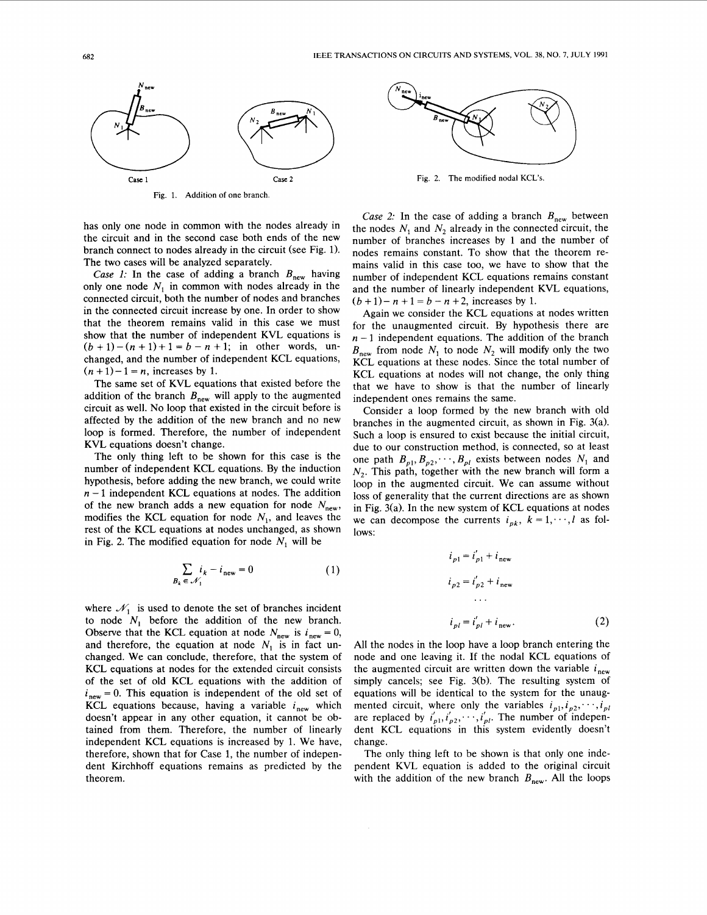Case 1

Case 2

Fig. 1. Addition of one branch.

Fig. 2. The modified nodal KCL's.

has only one node in common with the nodes already in the circuit and in the second case both ends of the new branch connect to nodes already in the circuit (see Fig. 1). The two cases will be analyzed separately.

*Case 1:* In the case of adding a branch $B_{\text{new}}$ having only one node $N_1$ in common with nodes already in the connected circuit, both the number of nodes and branches in the connected circuit increase by one. In order to show that the theorem remains valid in this case we must show that the number of independent KVL equations is $(b+1)-(n+1)+1 = b-n+1$; in other words, unchanged, and the number of independent KCL equations, $(n+1)-1 = n$, increases by 1.

The same set of KVL equations that existed before the addition of the branch $B_{\text{new}}$ will apply to the augmented circuit as well. No loop that existed in the circuit before is affected by the addition of the new branch and no new loop is formed. Therefore, the number of independent KVL equations doesn't change.

The only thing left to be shown for this case is the number of independent KCL equations. By the induction hypothesis, before adding the new branch, we could write $n-1$ independent KCL equations at nodes. The addition of the new branch adds a new equation for node $N_{\text{new}}$, modifies the KCL equation for node $N_1$, and leaves the rest of the KCL equations at nodes unchanged, as shown in Fig. 2. The modified equation for node $N_1$ will be

$$\sum_{B_k \in \mathcal{N}_1} i_k - i_{\text{new}} = 0 \tag{1}$$

where $\mathcal{N}_1$ is used to denote the set of branches incident to node $N_1$ before the addition of the new branch. Observe that the KCL equation at node $N_{\text{new}}$ is $i_{\text{new}} = 0$, and therefore, the equation at node $N_1$ is in fact unchanged. We can conclude, therefore, that the system of KCL equations at nodes for the extended circuit consists of the set of old KCL equations with the addition of $i_{\text{new}} = 0$. This equation is independent of the old set of KCL equations because, having a variable $i_{\text{new}}$ which doesn't appear in any other equation, it cannot be obtained from them. Therefore, the number of linearly independent KCL equations is increased by 1. We have, therefore, shown that for Case 1, the number of independent Kirchhoff equations remains as predicted by the theorem.

*Case 2:* In the case of adding a branch $B_{\text{new}}$ between the nodes $N_1$ and $N_2$ already in the connected circuit, the number of branches increases by 1 and the number of nodes remains constant. To show that the theorem remains valid in this case too, we have to show that the number of independent KCL equations remains constant and the number of linearly independent KVL equations, $(b+1)-n+1 = b-n+2$, increases by 1.

Again we consider the KCL equations at nodes written for the unaugmented circuit. By hypothesis there are $n-1$ independent equations. The addition of the branch $B_{\text{new}}$ from node $N_1$ to node $N_2$ will modify only the two KCL equations at these nodes. Since the total number of KCL equations at nodes will not change, the only thing that we have to show is that the number of linearly independent ones remains the same.

Consider a loop formed by the new branch with old branches in the augmented circuit, as shown in Fig. 3(a). Such a loop is ensured to exist because the initial circuit, due to our construction method, is connected, so at least one path $B_{p1}, B_{p2}, \cdots, B_{pl}$ exists between nodes $N_1$ and $N_2$. This path, together with the new branch will form a loop in the augmented circuit. We can assume without loss of generality that the current directions are as shown in Fig. 3(a). In the new system of KCL equations at nodes we can decompose the currents $i_{pk}$, $k = 1, \cdots, l$ as follows:

$$\begin{aligned} i_{p1} &= i'_{p1} + i_{\text{new}} \\ i_{p2} &= i'_{p2} + i_{\text{new}} \\ &\cdots \\ i_{pl} &= i'_{pl} + i_{\text{new}}. \end{aligned} \tag{2}$$

All the nodes in the loop have a loop branch entering the node and one leaving it. If the nodal KCL equations of the augmented circuit are written down the variable $i_{\text{new}}$ simply cancels; see Fig. 3(b). The resulting system of equations will be identical to the system for the unaugmented circuit, where only the variables $i_{p1}, i_{p2}, \cdots, i_{pl}$ are replaced by $i'_{p1}, i'_{p2}, \cdots, i'_{pl}$. The number of independent KCL equations in this system evidently doesn't change.

The only thing left to be shown is that only one independent KVL equation is added to the original circuit with the addition of the new branch $B_{\text{new}}$. All the loops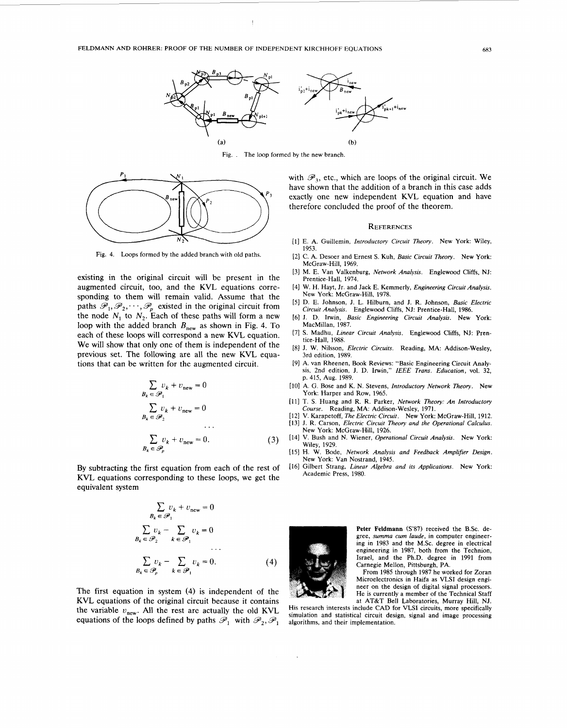(a)

(b)

Fig. . The loop formed by the new branch.

Fig. 4. Loops formed by the added branch with old paths.

existing in the original circuit will be present in the augmented circuit, too, and the KVL equations corresponding to them will remain valid. Assume that the paths $\mathscr{P}_1, \mathscr{P}_2, \cdots, \mathscr{P}_p$ existed in the original circuit from the node $N_1$ to $N_2$. Each of these paths will form a new loop with the added branch $B_{\text{new}}$ as shown in Fig. 4. To each of these loops will correspond a new KVL equation. We will show that only one of them is independent of the previous set. The following are all the new KVL equations that can be written for the augmented circuit.

$$
\begin{aligned}
\sum_{B_k \in \mathscr{P}_1} v_k + v_{\text{new}} &= 0 \\
\sum_{B_k \in \mathscr{P}_2} v_k + v_{\text{new}} &= 0 \\
&\cdots \\
\sum_{B_k \in \mathscr{P}_p} v_k + v_{\text{new}} &= 0.
\end{aligned}
\tag{3}
$$

By subtracting the first equation from each of the rest of KVL equations corresponding to these loops, we get the equivalent system

$$
\begin{aligned}
\sum_{B_k \in \mathscr{P}_1} v_k + v_{\text{new}} &= 0 \\
\sum_{B_k \in \mathscr{P}_2} v_k - \sum_{k \in \mathscr{P}_1} v_k &= 0 \\
&\cdots \\
\sum_{B_k \in \mathscr{P}_p} v_k - \sum_{k \in \mathscr{P}_1} v_k &= 0.
\end{aligned}
\tag{4}
$$

The first equation in system (4) is independent of the KVL equations of the original circuit because it contains the variable $v_{\text{new}}$. All the rest are actually the old KVL equations of the loops defined by paths $\mathscr{P}_1$ with $\mathscr{P}_2, \mathscr{P}_1$ with $\mathscr{P}_3$, etc., which are loops of the original circuit. We have shown that the addition of a branch in this case adds exactly one new independent KVL equation and have therefore concluded the proof of the theorem.

## References

[1] E. A. Guillemin, *Introductory Circuit Theory*. New York: Wiley, 1953.

[2] C. A. Desoer and Ernest S. Kuh, *Basic Circuit Theory*. New York: McGraw-Hill, 1969.

[3] M. E. Van Valkenburg, *Network Analysis*. Englewood Cliffs, NJ: Prentice-Hall, 1974.

[4] W. H. Hayt, Jr. and Jack E. Kemmerly, *Engineering Circuit Analysis*. New York: McGraw-Hill, 1978.

[5] D. E. Johnson, J. L. Hilburn, and J. R. Johnson, *Basic Electric Circuit Analysis*. Englewood Cliffs, NJ: Prentice-Hall, 1986.

[6] J. D. Irwin, *Basic Engineering Circuit Analysis*. New York: MacMillan, 1987.

[7] S. Madhu, *Linear Circuit Analysis*. Englewood Cliffs, NJ: Prentice-Hall, 1988.

[8] J. W. Nilsson, *Electric Circuits*. Reading, MA: Addison-Wesley, 3rd edition, 1989.

[9] A. van Rheenen, Book Reviews: "Basic Engineering Circuit Analysis, 2nd edition, J. D. Irwin," *IEEE Trans. Education*, vol. 32, p. 415, Aug. 1989.

[10] A. G. Bose and K. N. Stevens, *Introductory Network Theory*. New York: Harper and Row, 1965.

[11] T. S. Huang and R. R. Parker, *Network Theory: An Introductory Course*. Reading, MA: Addison-Wesley, 1971.

[12] V. Karapetoff, *The Electric Circuit*. New York: McGraw-Hill, 1912.

[13] J. R. Carson, *Electric Circuit Theory and the Operational Calculus*. New York: McGraw-Hill, 1926.

[14] V. Bush and N. Wiener, *Operational Circuit Analysis*. New York: Wiley, 1929.

[15] H. W. Bode, *Network Analysis and Feedback Amplifier Design*. New York: Van Nostrand, 1945.

[16] Gilbert Strang, *Linear Algebra and its Applications*. New York: Academic Press, 1980.

**Peter Feldmann** (S'87) received the B.Sc. degree, *summa cum laude*, in computer engineering in 1983 and the M.Sc. degree in electrical engineering in 1987, both from the Technion, Israel, and the Ph.D. degree in 1991 from Carnegie Mellon, Pittsburgh, PA.

From 1985 through 1987 he worked for Zoran Microelectronics in Haifa as VLSI design engineer on the design of digital signal processors. He is currently a member of the Technical Staff at AT&T Bell Laboratories, Murray Hill, NJ. His research interests include CAD for VLSI circuits, more specifically simulation and statistical circuit design, signal and image processing algorithms, and their implementation.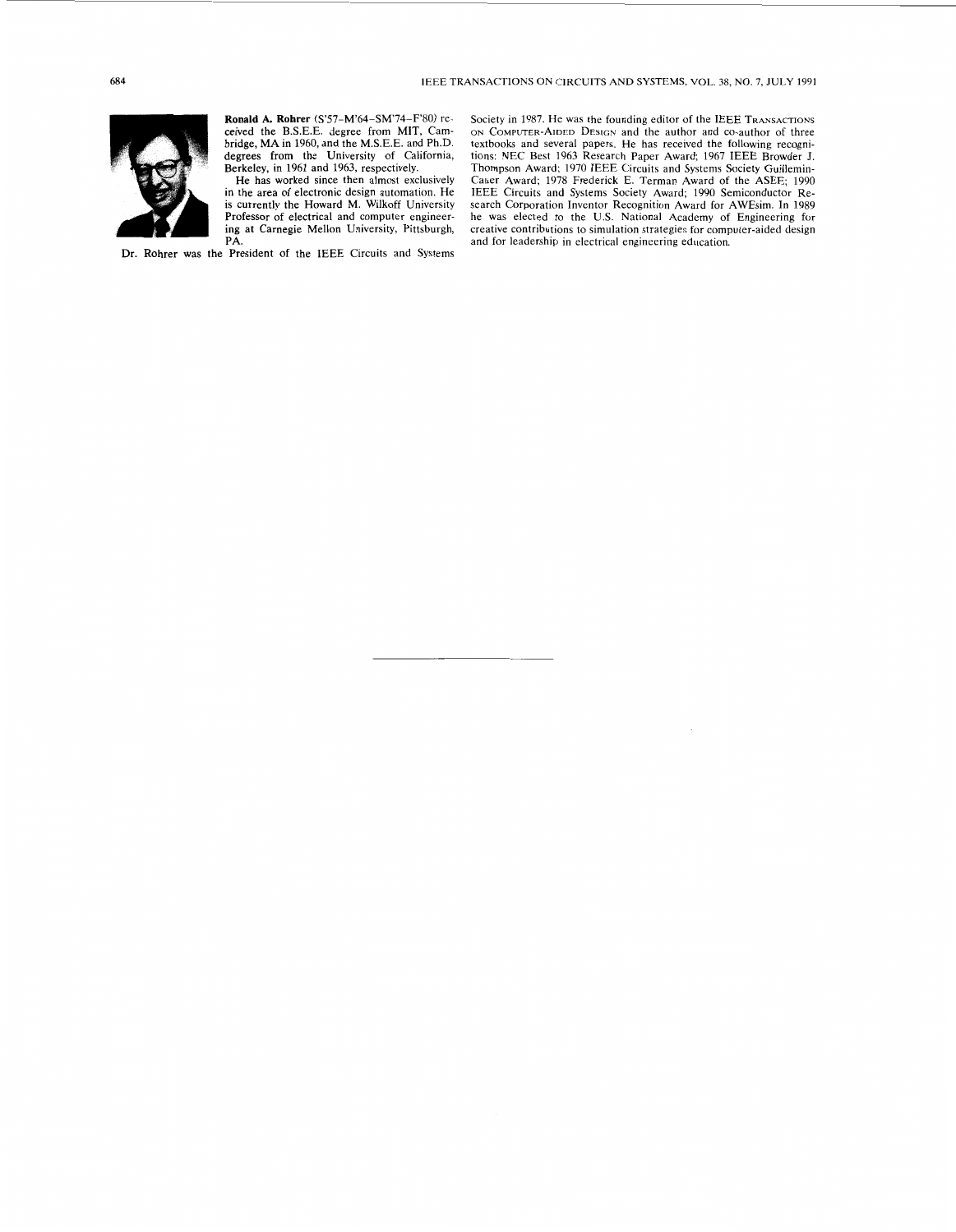**Ronald A. Rohrer** (S'57–M'64–SM'74–F'80) received the B.S.E.E. degree from MIT, Cambridge, MA in 1960, and the M.S.E.E. and Ph.D. degrees from the University of California, Berkeley, in 1961 and 1963, respectively.

He has worked since then almost exclusively in the area of electronic design automation. He is currently the Howard M. Wilkoff University Professor of electrical and computer engineering at Carnegie Mellon University, Pittsburgh, PA.

Dr. Rohrer was the President of the IEEE Circuits and Systems Society in 1987. He was the founding editor of the IEEE TRANSACTIONS ON COMPUTER-AIDED DESIGN and the author and co-author of three textbooks and several papers. He has received the following recognitions: NEC Best 1963 Research Paper Award; 1967 IEEE Browder J. Thompson Award; 1970 IEEE Circuits and Systems Society Guillemin-Cauer Award; 1978 Frederick E. Terman Award of the ASEE; 1990 IEEE Circuits and Systems Society Award; 1990 Semiconductor Research Corporation Inventor Recognition Award for AWEsim. In 1989 he was elected to the U.S. National Academy of Engineering for creative contributions to simulation strategies for computer-aided design and for leadership in electrical engineering education.